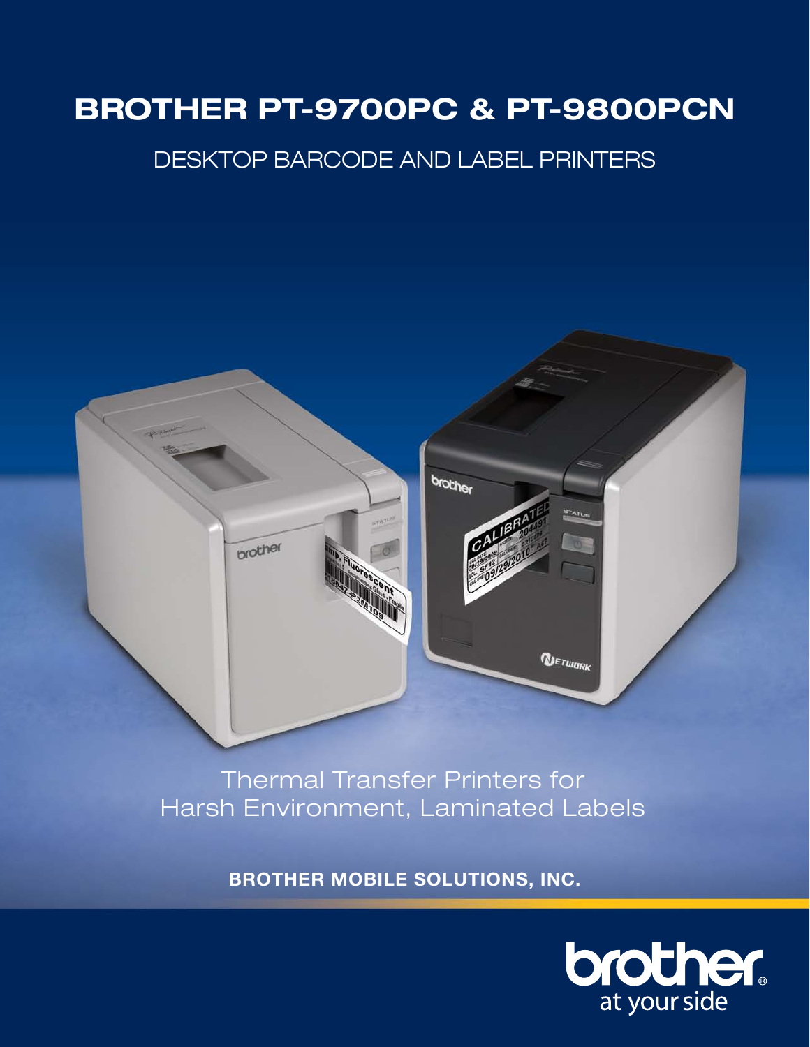# BROTHER PT-9700PC & PT-9800PCN

## DESKTOP BARCODE AND LABEL PRINTERS

Thermal Transfer Printers for Harsh Environment, Laminated Labels

**BROTHER MOBILE SOLUTIONS, INC.**

brother at your side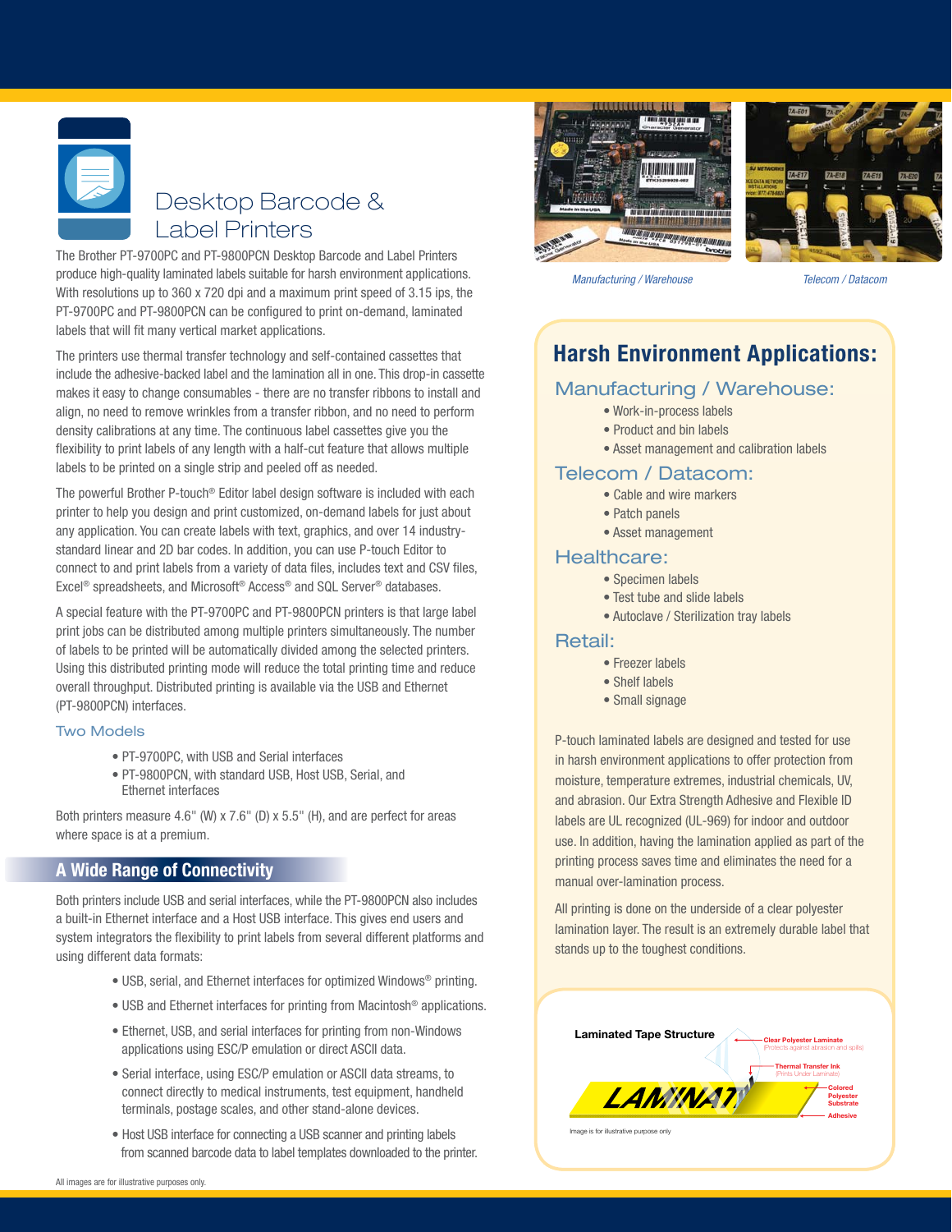# Desktop Barcode & Label Printers

The Brother PT-9700PC and PT-9800PCN Desktop Barcode and Label Printers produce high-quality laminated labels suitable for harsh environment applications. With resolutions up to 360 x 720 dpi and a maximum print speed of 3.15 ips, the PT-9700PC and PT-9800PCN can be configured to print on-demand, laminated labels that will fit many vertical market applications.

The printers use thermal transfer technology and self-contained cassettes that include the adhesive-backed label and the lamination all in one. This drop-in cassette makes it easy to change consumables - there are no transfer ribbons to install and align, no need to remove wrinkles from a transfer ribbon, and no need to perform density calibrations at any time. The continuous label cassettes give you the flexibility to print labels of any length with a half-cut feature that allows multiple labels to be printed on a single strip and peeled off as needed.

The powerful Brother P-touch® Editor label design software is included with each printer to help you design and print customized, on-demand labels for just about any application. You can create labels with text, graphics, and over 14 industry-standard linear and 2D bar codes. In addition, you can use P-touch Editor to connect to and print labels from a variety of data files, includes text and CSV files, Excel® spreadsheets, and Microsoft® Access® and SQL Server® databases.

A special feature with the PT-9700PC and PT-9800PCN printers is that large label print jobs can be distributed among multiple printers simultaneously. The number of labels to be printed will be automatically divided among the selected printers. Using this distributed printing mode will reduce the total printing time and reduce overall throughput. Distributed printing is available via the USB and Ethernet (PT-9800PCN) interfaces.

### Two Models

- PT-9700PC, with USB and Serial interfaces
- PT-9800PCN, with standard USB, Host USB, Serial, and Ethernet interfaces

Both printers measure 4.6" (W) x 7.6" (D) x 5.5" (H), and are perfect for areas where space is at a premium.

## A Wide Range of Connectivity

Both printers include USB and serial interfaces, while the PT-9800PCN also includes a built-in Ethernet interface and a Host USB interface. This gives end users and system integrators the flexibility to print labels from several different platforms and using different data formats:

- USB, serial, and Ethernet interfaces for optimized Windows® printing.
- USB and Ethernet interfaces for printing from Macintosh® applications.
- Ethernet, USB, and serial interfaces for printing from non-Windows applications using ESC/P emulation or direct ASCII data.
- Serial interface, using ESC/P emulation or ASCII data streams, to connect directly to medical instruments, test equipment, handheld terminals, postage scales, and other stand-alone devices.
- Host USB interface for connecting a USB scanner and printing labels from scanned barcode data to label templates downloaded to the printer.

*Manufacturing / Warehouse*

*Telecom / Datacom*

## Harsh Environment Applications:

### Manufacturing / Warehouse:

- Work-in-process labels
- Product and bin labels
- Asset management and calibration labels

### Telecom / Datacom:

- Cable and wire markers
- Patch panels
- Asset management

### Healthcare:

- Specimen labels
- Test tube and slide labels
- Autoclave / Sterilization tray labels

### Retail:

- Freezer labels
- Shelf labels
- Small signage

P-touch laminated labels are designed and tested for use in harsh environment applications to offer protection from moisture, temperature extremes, industrial chemicals, UV, and abrasion. Our Extra Strength Adhesive and Flexible ID labels are UL recognized (UL-969) for indoor and outdoor use. In addition, having the lamination applied as part of the printing process saves time and eliminates the need for a manual over-lamination process.

All printing is done on the underside of a clear polyester lamination layer. The result is an extremely durable label that stands up to the toughest conditions.

**Laminated Tape Structure**

- Clear Polyester Laminate (Protects against abrasion and spills)
- Thermal Transfer Ink (Prints Under Laminate)
- Colored Polyester Substrate
- Adhesive

Image is for illustrative purpose only

All images are for illustrative purposes only.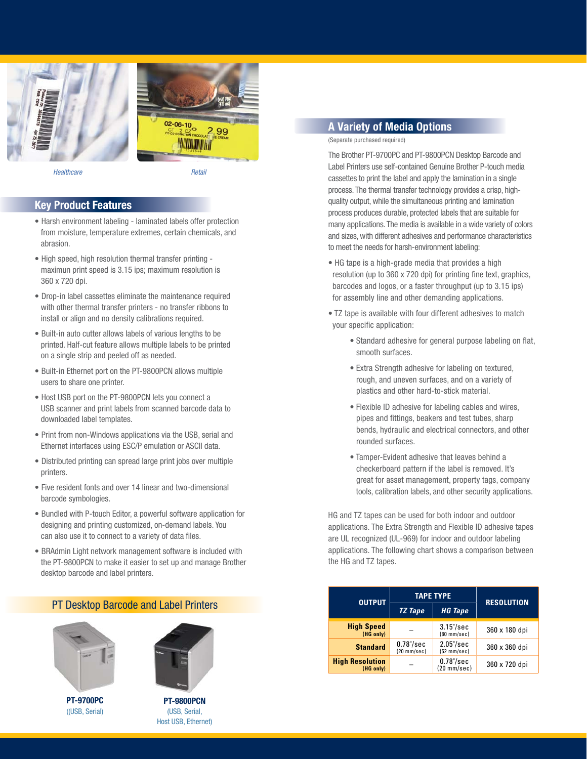Healthcare

Retail

## Key Product Features

- Harsh environment labeling - laminated labels offer protection from moisture, temperature extremes, certain chemicals, and abrasion.
- High speed, high resolution thermal transfer printing - maximun print speed is 3.15 ips; maximum resolution is 360 x 720 dpi.
- Drop-in label cassettes eliminate the maintenance required with other thermal transfer printers - no transfer ribbons to install or align and no density calibrations required.
- Built-in auto cutter allows labels of various lengths to be printed. Half-cut feature allows multiple labels to be printed on a single strip and peeled off as needed.
- Built-in Ethernet port on the PT-9800PCN allows multiple users to share one printer.
- Host USB port on the PT-9800PCN lets you connect a USB scanner and print labels from scanned barcode data to downloaded label templates.
- Print from non-Windows applications via the USB, serial and Ethernet interfaces using ESC/P emulation or ASCII data.
- Distributed printing can spread large print jobs over multiple printers.
- Five resident fonts and over 14 linear and two-dimensional barcode symbologies.
- Bundled with P-touch Editor, a powerful software application for designing and printing customized, on-demand labels. You can also use it to connect to a variety of data files.
- BRAdmin Light network management software is included with the PT-9800PCN to make it easier to set up and manage Brother desktop barcode and label printers.

## PT Desktop Barcode and Label Printers

**PT-9700PC**
((USB, Serial)

**PT-9800PCN**
(USB, Serial, Host USB, Ethernet)

## A Variety of Media Options

(Separate purchased required)

The Brother PT-9700PC and PT-9800PCN Desktop Barcode and Label Printers use self-contained Genuine Brother P-touch media cassettes to print the label and apply the lamination in a single process. The thermal transfer technology provides a crisp, high-quality output, while the simultaneous printing and lamination process produces durable, protected labels that are suitable for many applications. The media is available in a wide variety of colors and sizes, with different adhesives and performance characteristics to meet the needs for harsh-environment labeling:

- HG tape is a high-grade media that provides a high resolution (up to 360 x 720 dpi) for printing fine text, graphics, barcodes and logos, or a faster throughput (up to 3.15 ips) for assembly line and other demanding applications.
- TZ tape is available with four different adhesives to match your specific application:
  - Standard adhesive for general purpose labeling on flat, smooth surfaces.
  - Extra Strength adhesive for labeling on textured, rough, and uneven surfaces, and on a variety of plastics and other hard-to-stick material.
  - Flexible ID adhesive for labeling cables and wires, pipes and fittings, beakers and test tubes, sharp bends, hydraulic and electrical connectors, and other rounded surfaces.
  - Tamper-Evident adhesive that leaves behind a checkerboard pattern if the label is removed. It's great for asset management, property tags, company tools, calibration labels, and other security applications.

HG and TZ tapes can be used for both indoor and outdoor applications. The Extra Strength and Flexible ID adhesive tapes are UL recognized (UL-969) for indoor and outdoor labeling applications. The following chart shows a comparison between the HG and TZ tapes.

| OUTPUT | TAPE TYPE | | RESOLUTION |
|---|---|---|---|
| | TZ Tape | HG Tape | |
| **High Speed** (HG only) | – | 3.15"/sec (80 mm/sec) | 360 x 180 dpi |
| **Standard** | 0.78"/sec (20 mm/sec) | 2.05"/sec (52 mm/sec) | 360 x 360 dpi |
| **High Resolution** (HG only) | – | 0.78"/sec (20 mm/sec) | 360 x 720 dpi |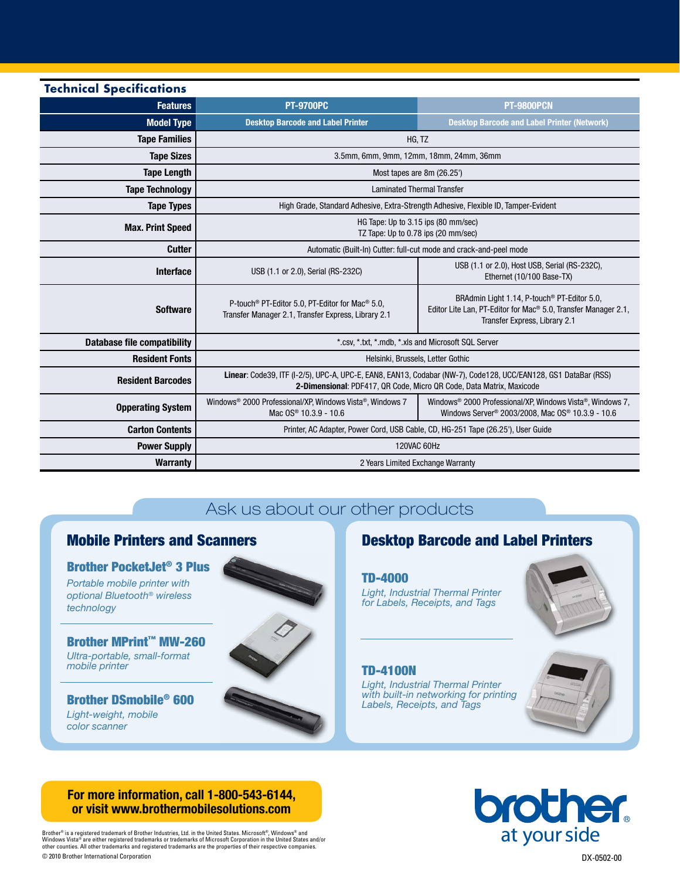## Technical Specifications

| Features | PT-9700PC | PT-9800PCN |
|---|---|---|
| **Model Type** | Desktop Barcode and Label Printer | Desktop Barcode and Label Printer (Network) |
| **Tape Families** | HG, TZ | |
| **Tape Sizes** | 3.5mm, 6mm, 9mm, 12mm, 18mm, 24mm, 36mm | |
| **Tape Length** | Most tapes are 8m (26.25') | |
| **Tape Technology** | Laminated Thermal Transfer | |
| **Tape Types** | High Grade, Standard Adhesive, Extra-Strength Adhesive, Flexible ID, Tamper-Evident | |
| **Max. Print Speed** | HG Tape: Up to 3.15 ips (80 mm/sec)<br>TZ Tape: Up to 0.78 ips (20 mm/sec) | |
| **Cutter** | Automatic (Built-In) Cutter: full-cut mode and crack-and-peel mode | |
| **Interface** | USB (1.1 or 2.0), Serial (RS-232C) | USB (1.1 or 2.0), Host USB, Serial (RS-232C), Ethernet (10/100 Base-TX) |
| **Software** | P-touch® PT-Editor 5.0, PT-Editor for Mac® 5.0, Transfer Manager 2.1, Transfer Express, Library 2.1 | BRAdmin Light 1.14, P-touch® PT-Editor 5.0, Editor Lite Lan, PT-Editor for Mac® 5.0, Transfer Manager 2.1, Transfer Express, Library 2.1 |
| **Database file compatibility** | *.csv, *.txt, *.mdb, *.xls and Microsoft SQL Server | |
| **Resident Fonts** | Helsinki, Brussels, Letter Gothic | |
| **Resident Barcodes** | **Linear**: Code39, ITF (I-2/5), UPC-A, UPC-E, EAN8, EAN13, Codabar (NW-7), Code128, UCC/EAN128, GS1 DataBar (RSS)<br>**2-Dimensional**: PDF417, QR Code, Micro QR Code, Data Matrix, Maxicode | |
| **Opperating System** | Windows® 2000 Professional/XP, Windows Vista®, Windows 7<br>Mac OS® 10.3.9 - 10.6 | Windows® 2000 Professional/XP, Windows Vista®, Windows 7, Windows Server® 2003/2008, Mac OS® 10.3.9 - 10.6 |
| **Carton Contents** | Printer, AC Adapter, Power Cord, USB Cable, CD, HG-251 Tape (26.25'), User Guide | |
| **Power Supply** | 120VAC 60Hz | |
| **Warranty** | 2 Years Limited Exchange Warranty | |

## Ask us about our other products

### Mobile Printers and Scanners

**Brother PocketJet® 3 Plus**

*Portable mobile printer with optional Bluetooth® wireless technology*

**Brother MPrint™ MW-260**

*Ultra-portable, small-format mobile printer*

**Brother DSmobile® 600**

*Light-weight, mobile color scanner*

### Desktop Barcode and Label Printers

**TD-4000**

*Light, Industrial Thermal Printer for Labels, Receipts, and Tags*

**TD-4100N**

*Light, Industrial Thermal Printer with built-in networking for printing Labels, Receipts, and Tags*

**For more information, call 1-800-543-6144, or visit www.brothermobilesolutions.com**

brother at your side

Brother® is a registered trademark of Brother Industries, Ltd. in the United States. Microsoft®, Windows® and Windows Vista® are either registered trademarks or trademarks of Microsoft Corporation in the United States and/or other counties. All other trademarks and registered trademarks are the properties of their respective companies.

© 2010 Brother International Corporation

DX-0502-00